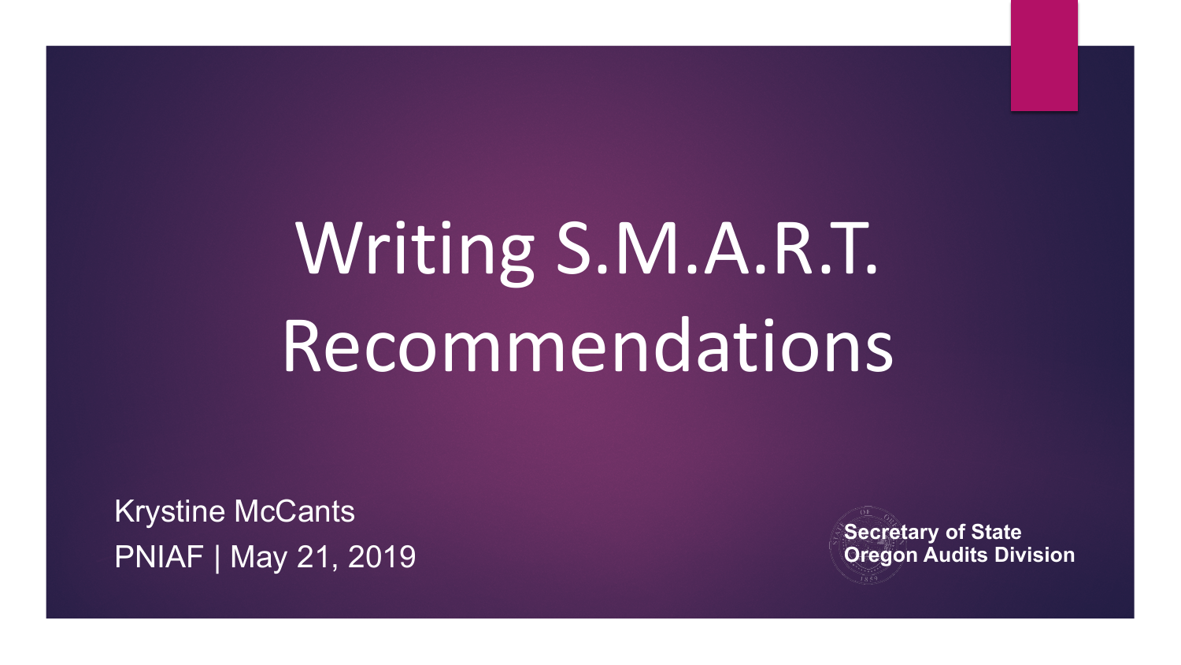# Writing S.M.A.R.T. Recommendations

Krystine McCants

PNIAF | May 21, 2019

Secretary of State
Oregon Audits Division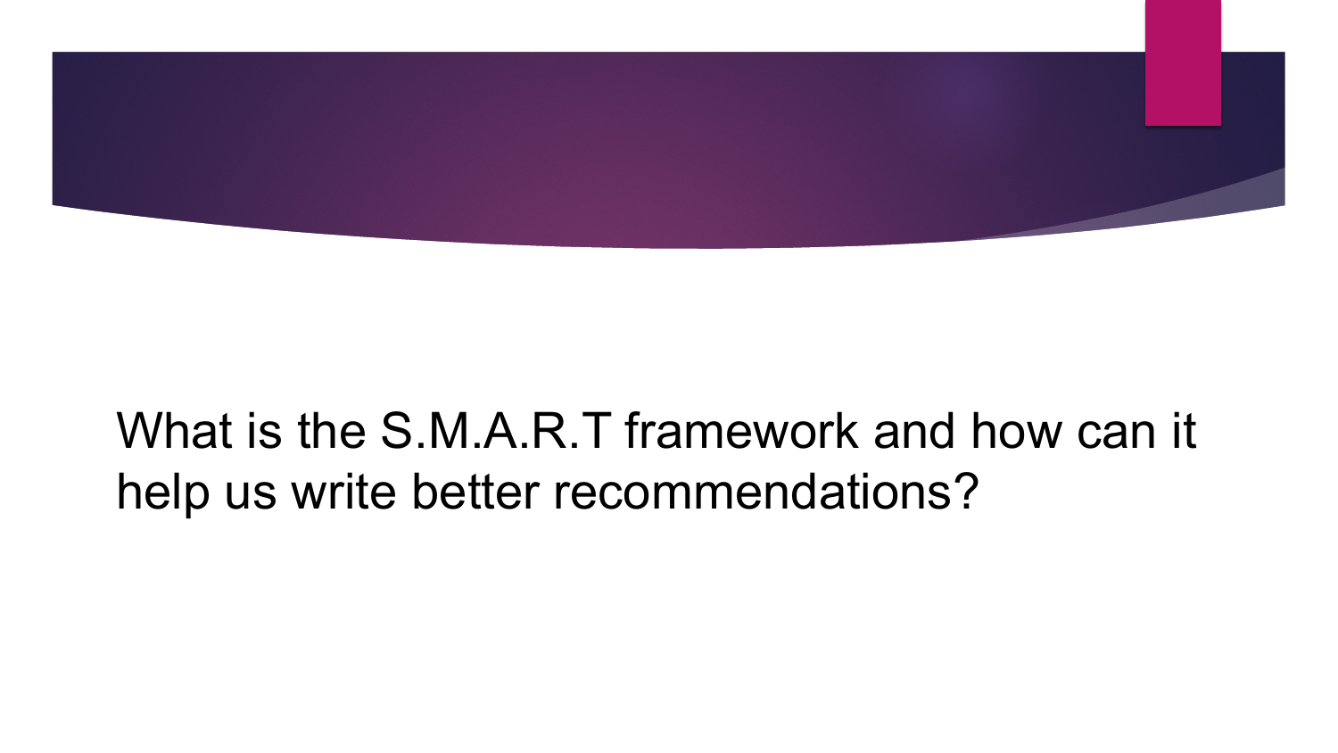What is the S.M.A.R.T framework and how can it help us write better recommendations?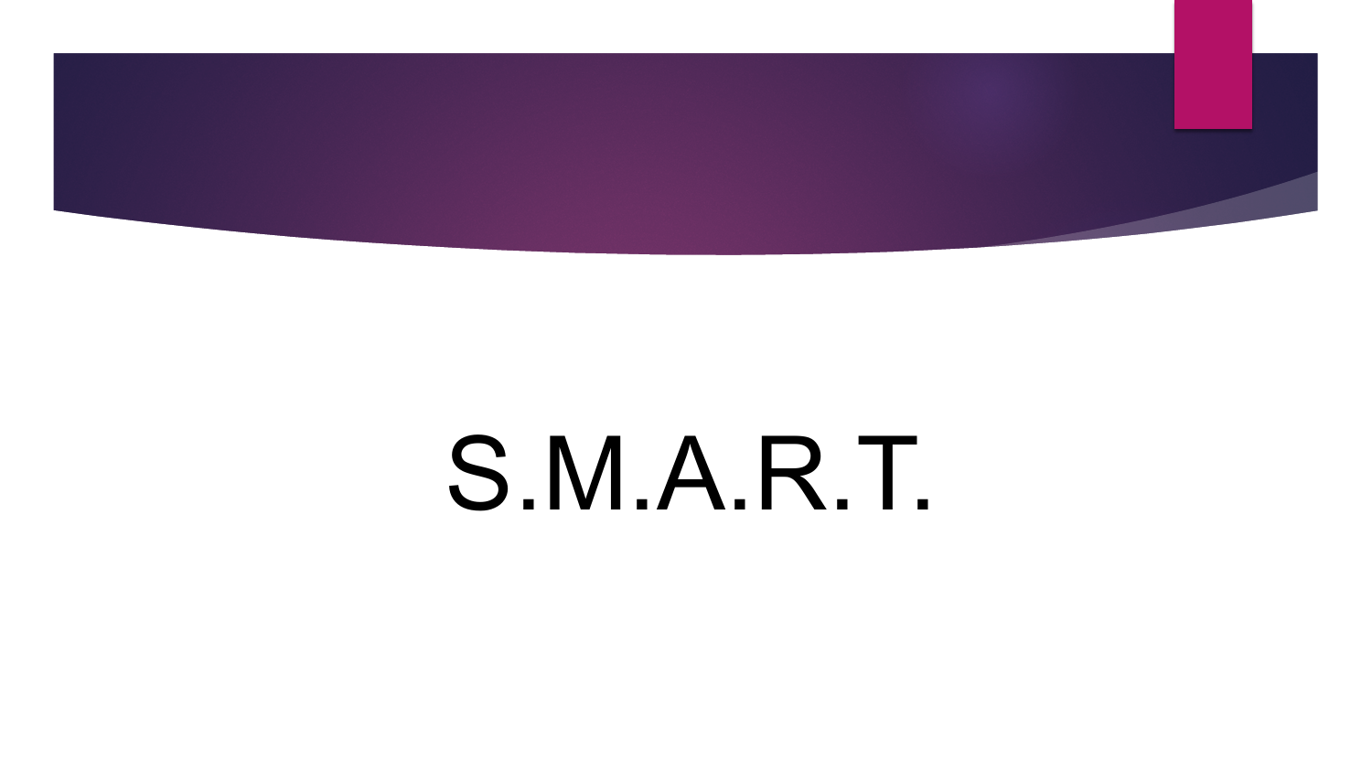# S.M.A.R.T.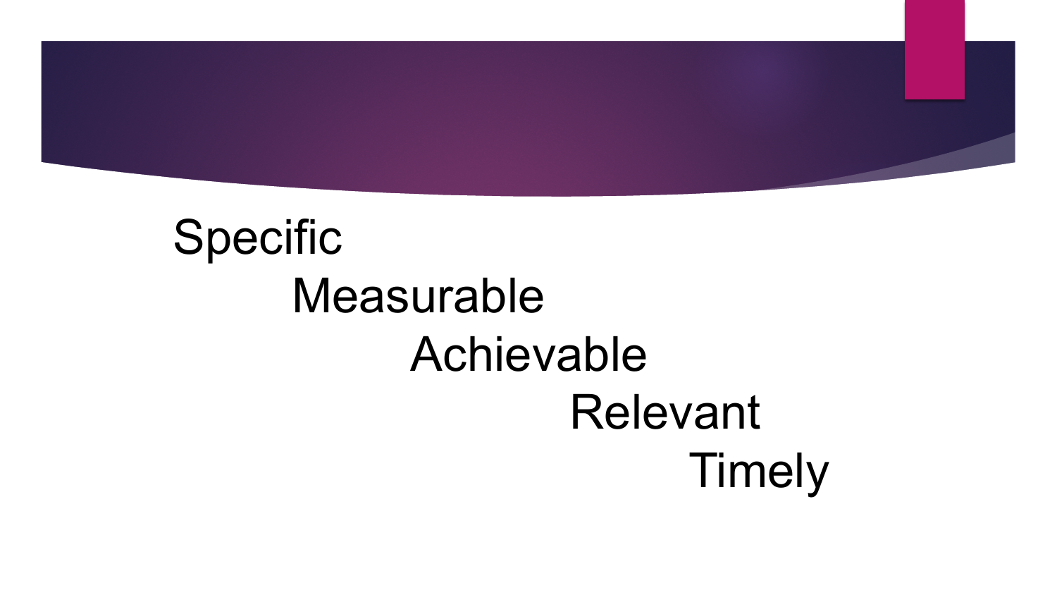Specific

Measurable

Achievable

Relevant

Timely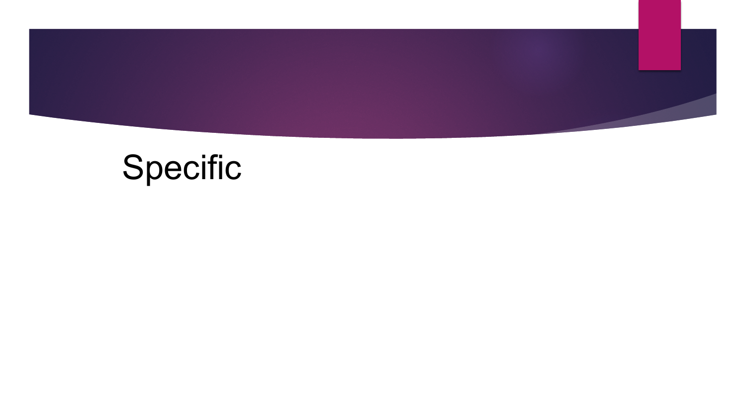# Specific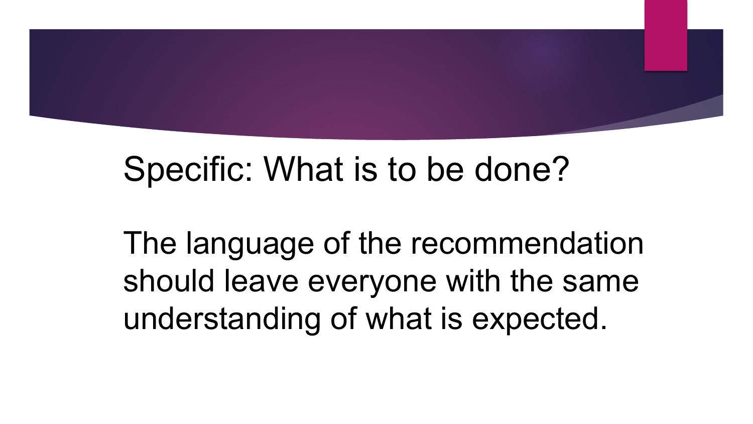Specific: What is to be done?

The language of the recommendation should leave everyone with the same understanding of what is expected.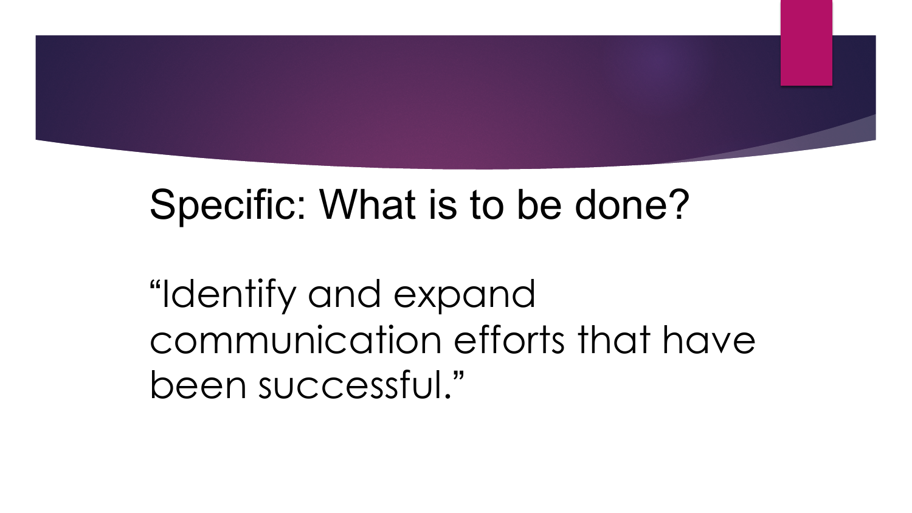## Specific: What is to be done?

"Identify and expand communication efforts that have been successful."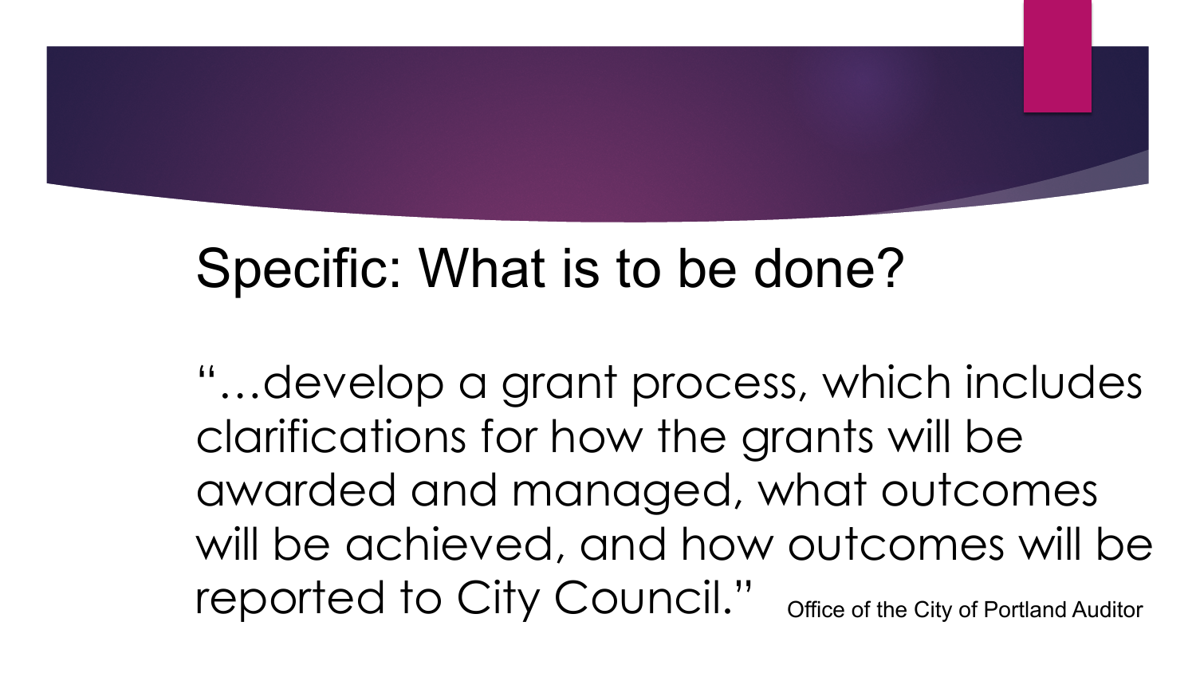## Specific: What is to be done?

"…develop a grant process, which includes clarifications for how the grants will be awarded and managed, what outcomes will be achieved, and how outcomes will be reported to City Council." Office of the City of Portland Auditor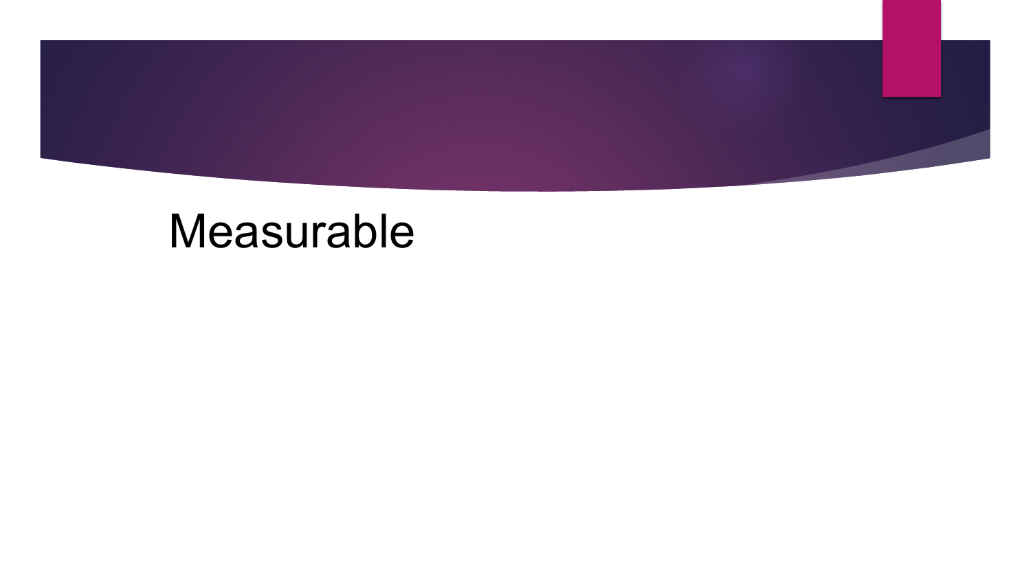# Measurable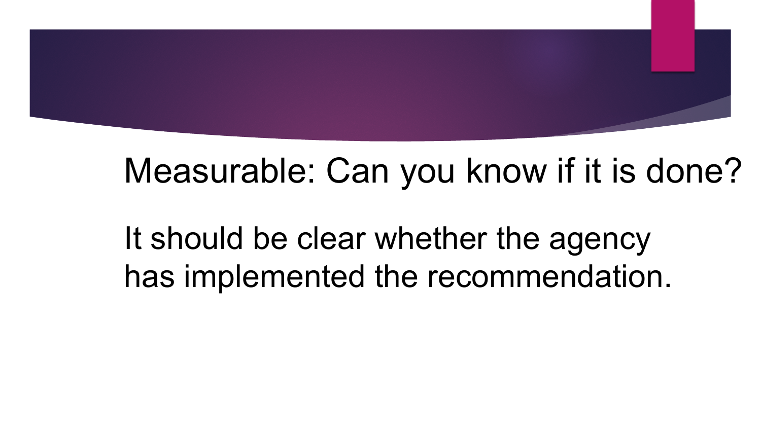## Measurable: Can you know if it is done?

It should be clear whether the agency has implemented the recommendation.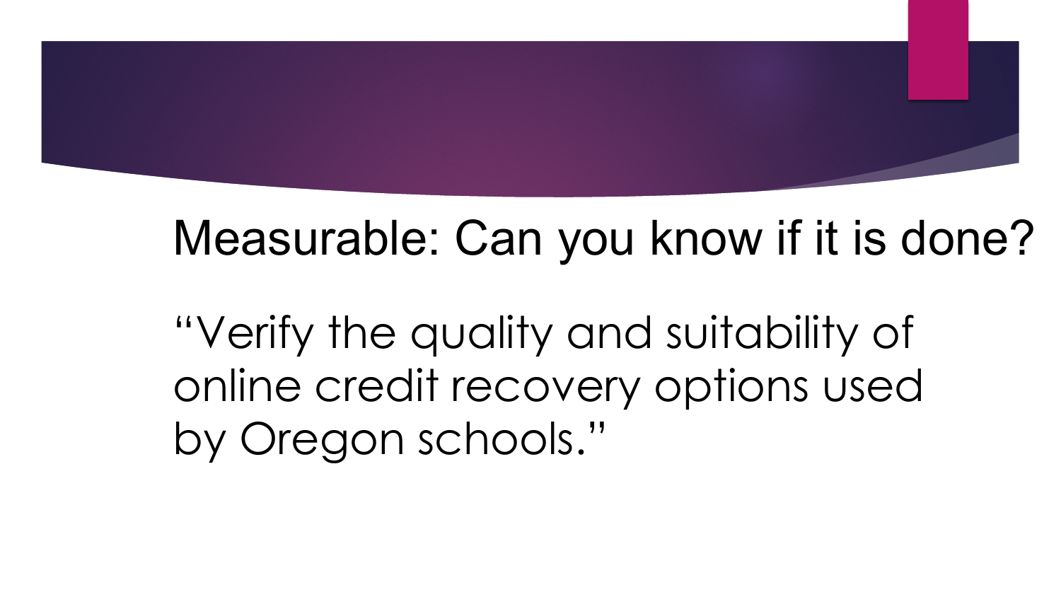## Measurable: Can you know if it is done?

"Verify the quality and suitability of online credit recovery options used by Oregon schools."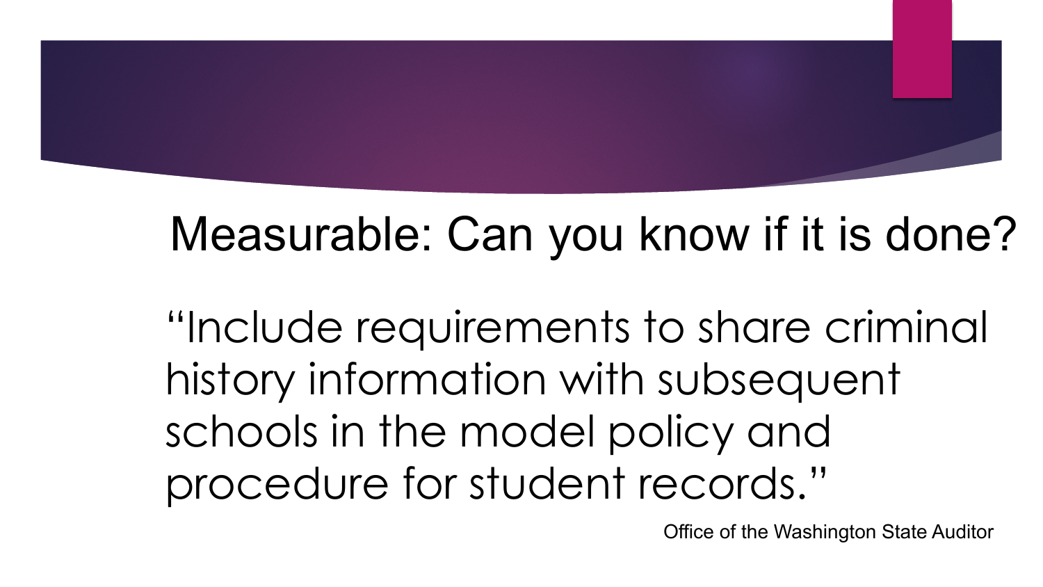## Measurable: Can you know if it is done?

"Include requirements to share criminal history information with subsequent schools in the model policy and procedure for student records."

Office of the Washington State Auditor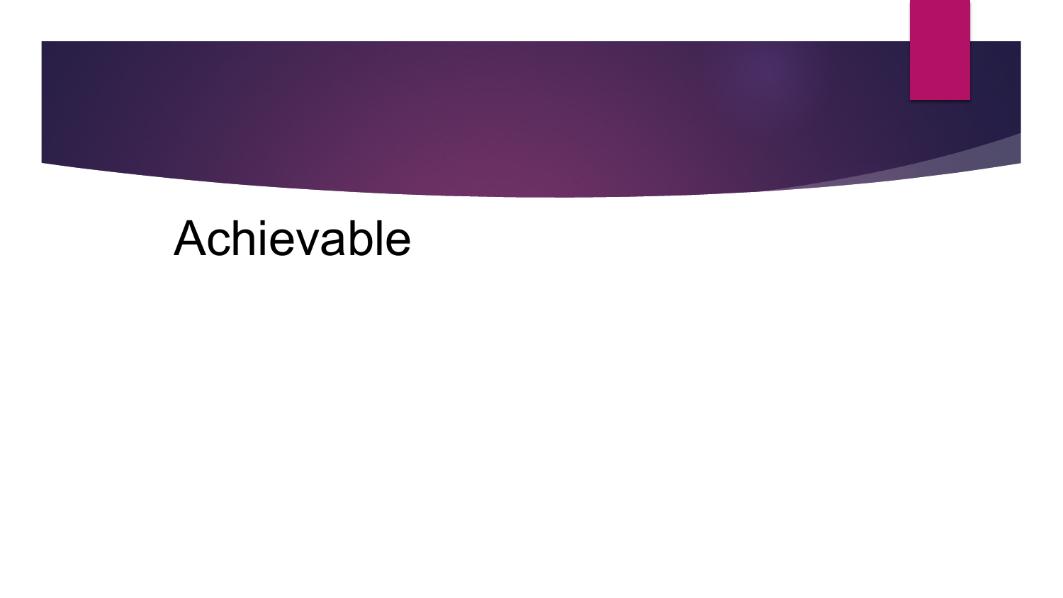# Achievable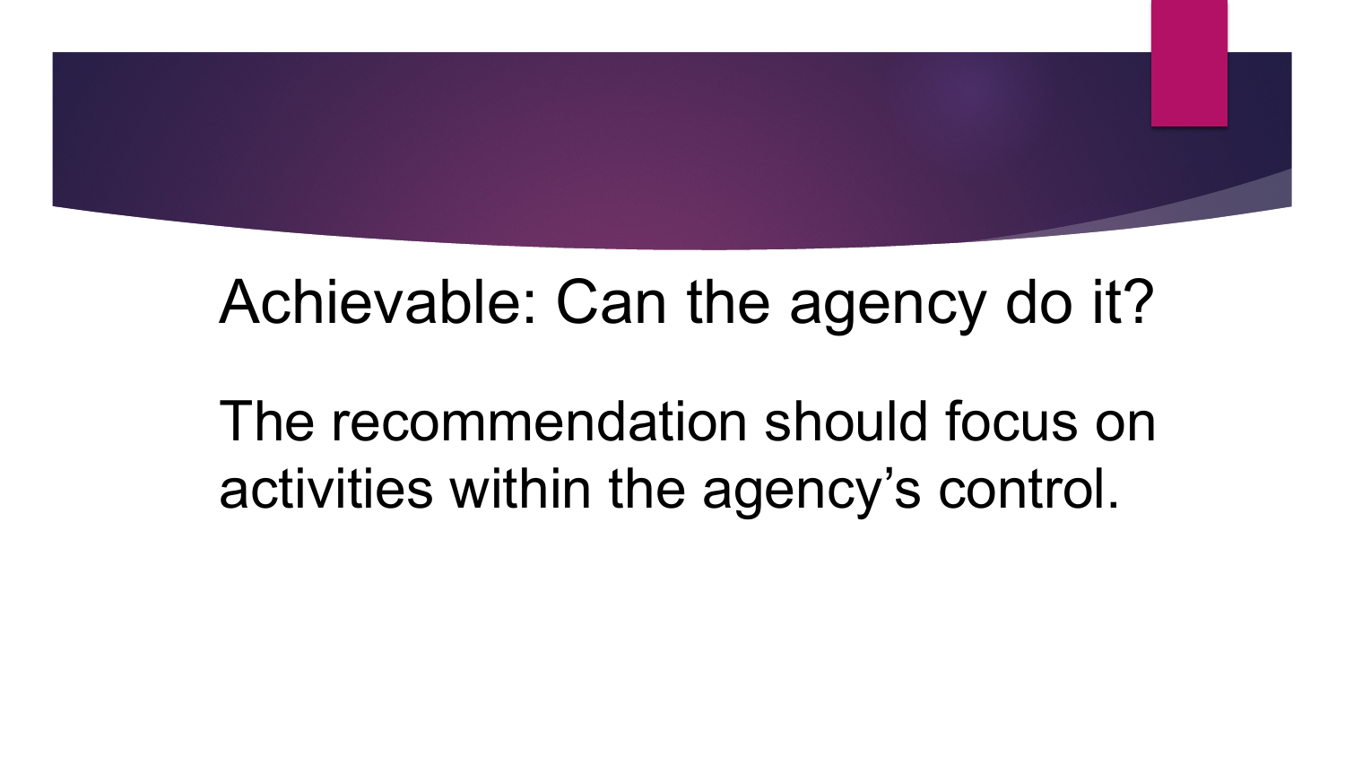# Achievable: Can the agency do it?

The recommendation should focus on activities within the agency’s control.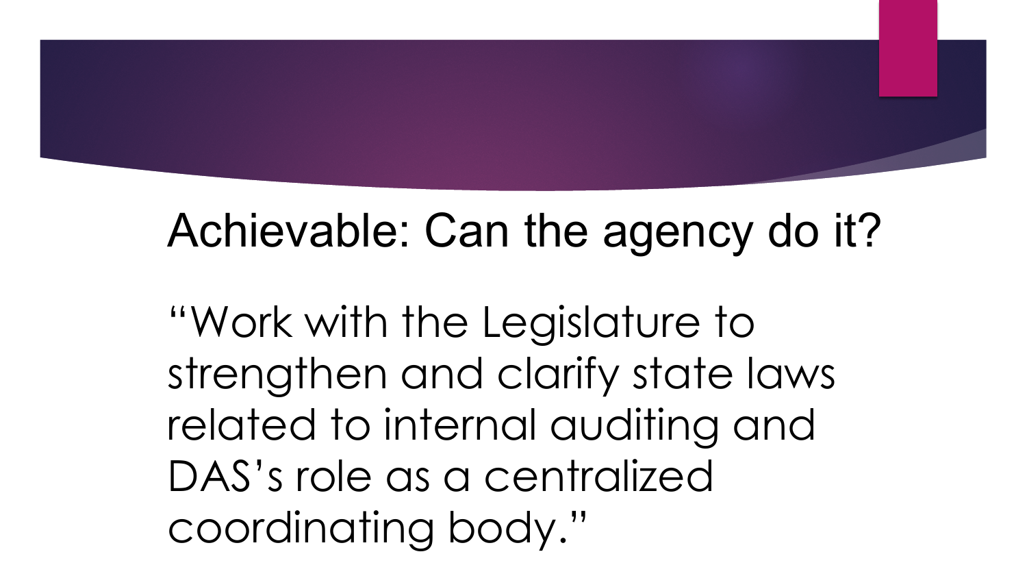# Achievable: Can the agency do it?

“Work with the Legislature to strengthen and clarify state laws related to internal auditing and DAS’s role as a centralized coordinating body.”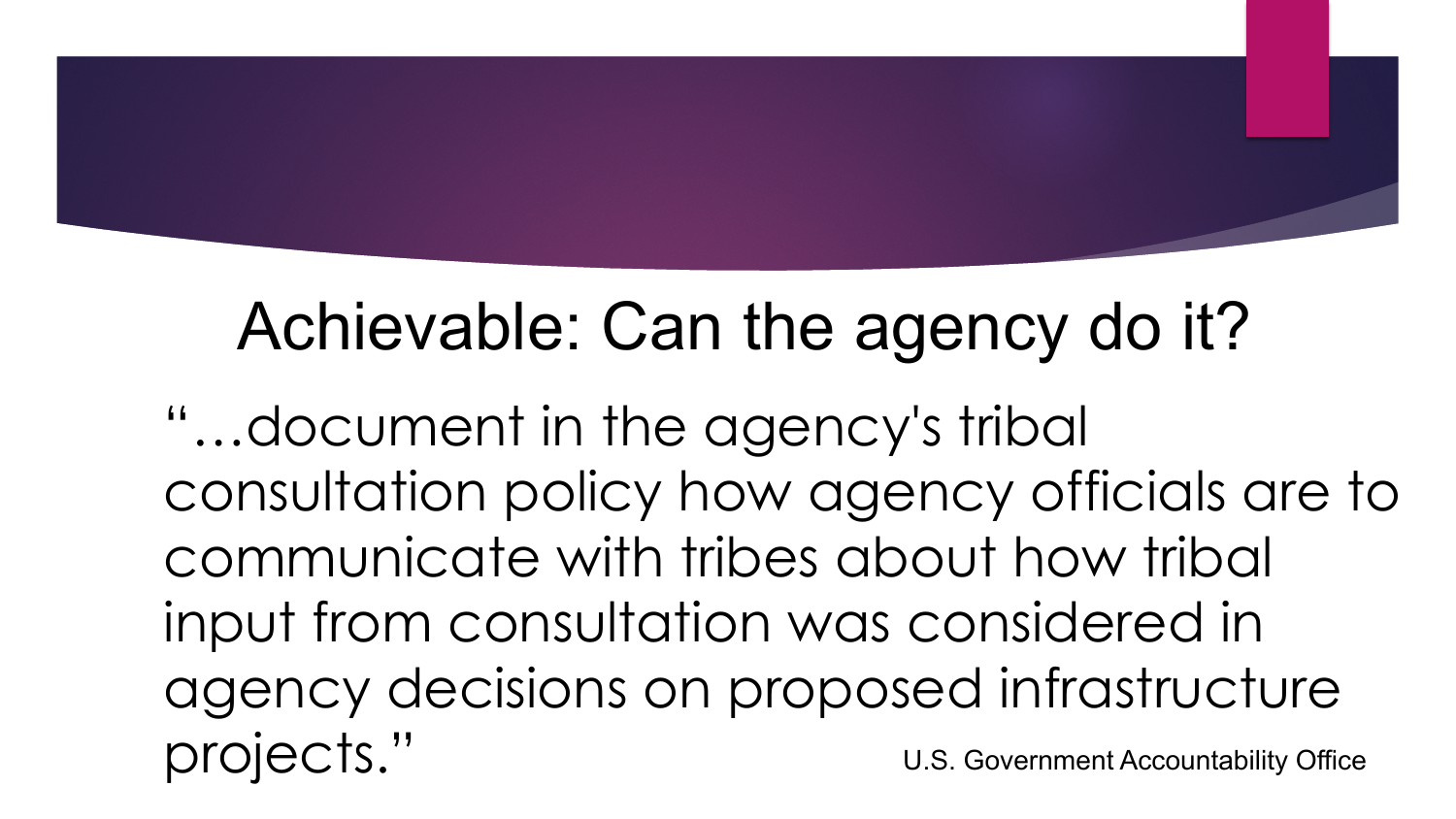# Achievable: Can the agency do it?

"…document in the agency's tribal consultation policy how agency officials are to communicate with tribes about how tribal input from consultation was considered in agency decisions on proposed infrastructure projects."

U.S. Government Accountability Office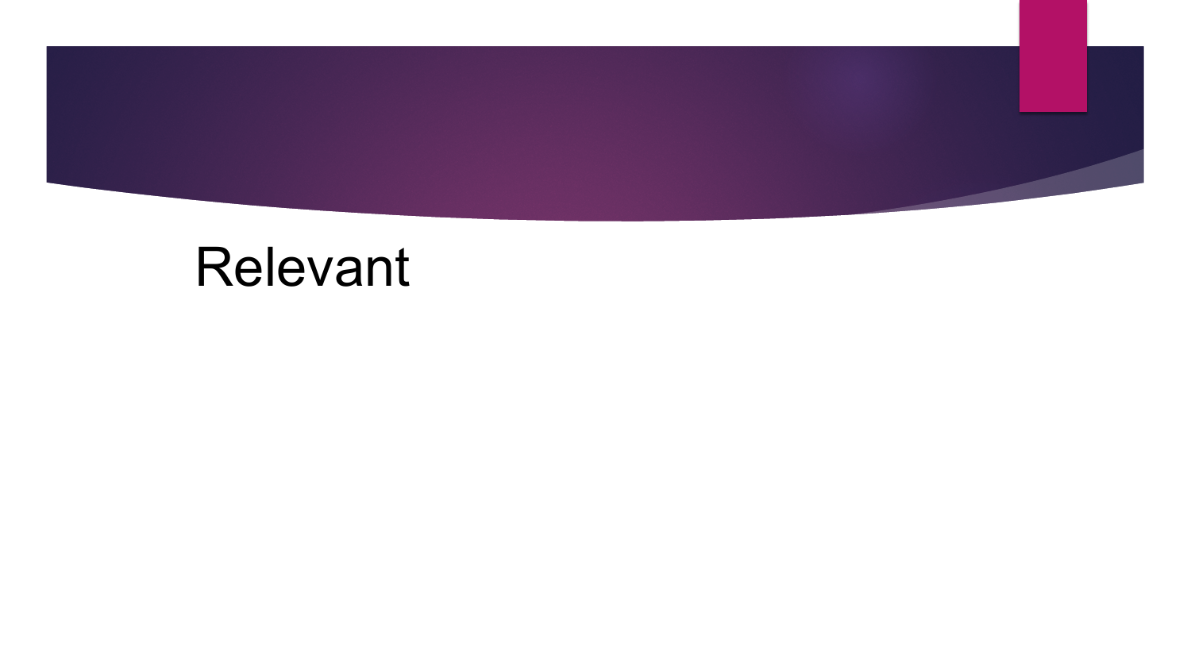# Relevant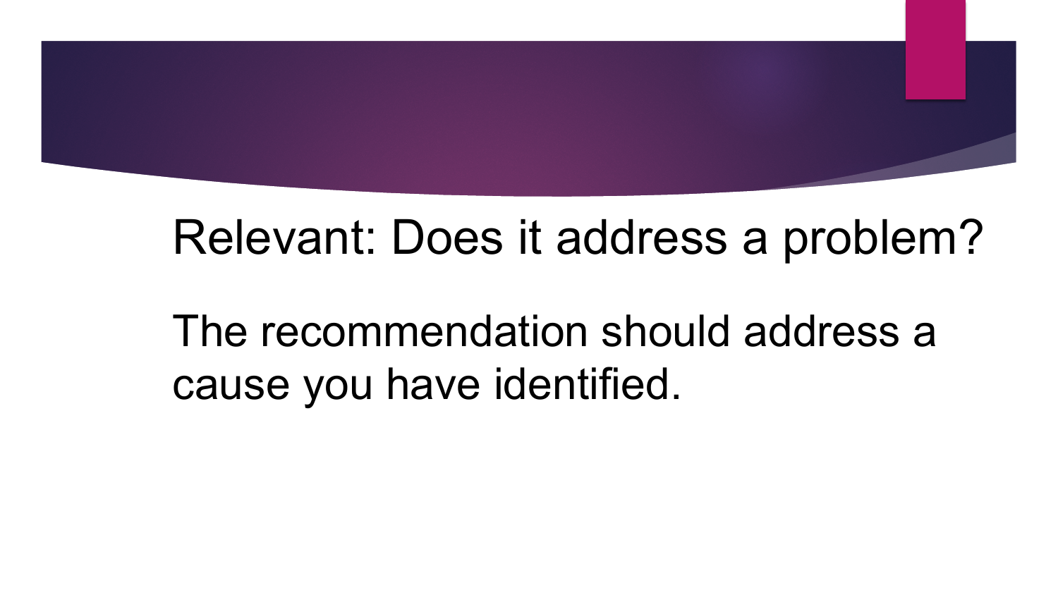## Relevant: Does it address a problem?

The recommendation should address a cause you have identified.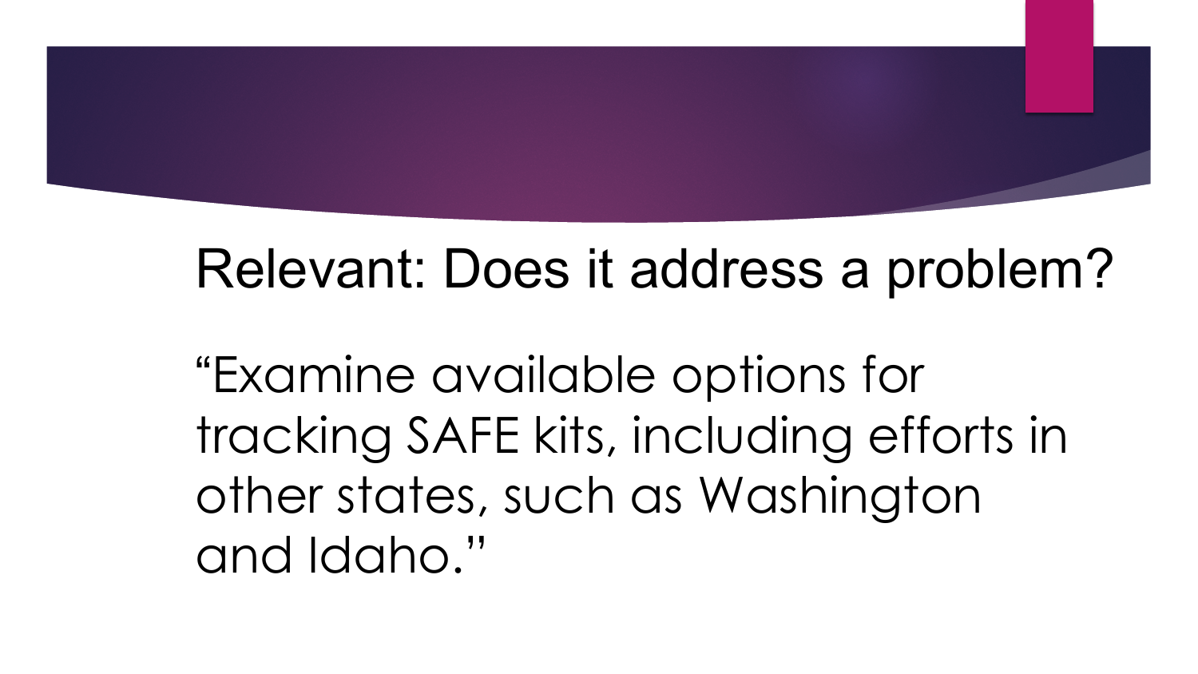## Relevant: Does it address a problem?

"Examine available options for tracking SAFE kits, including efforts in other states, such as Washington and Idaho."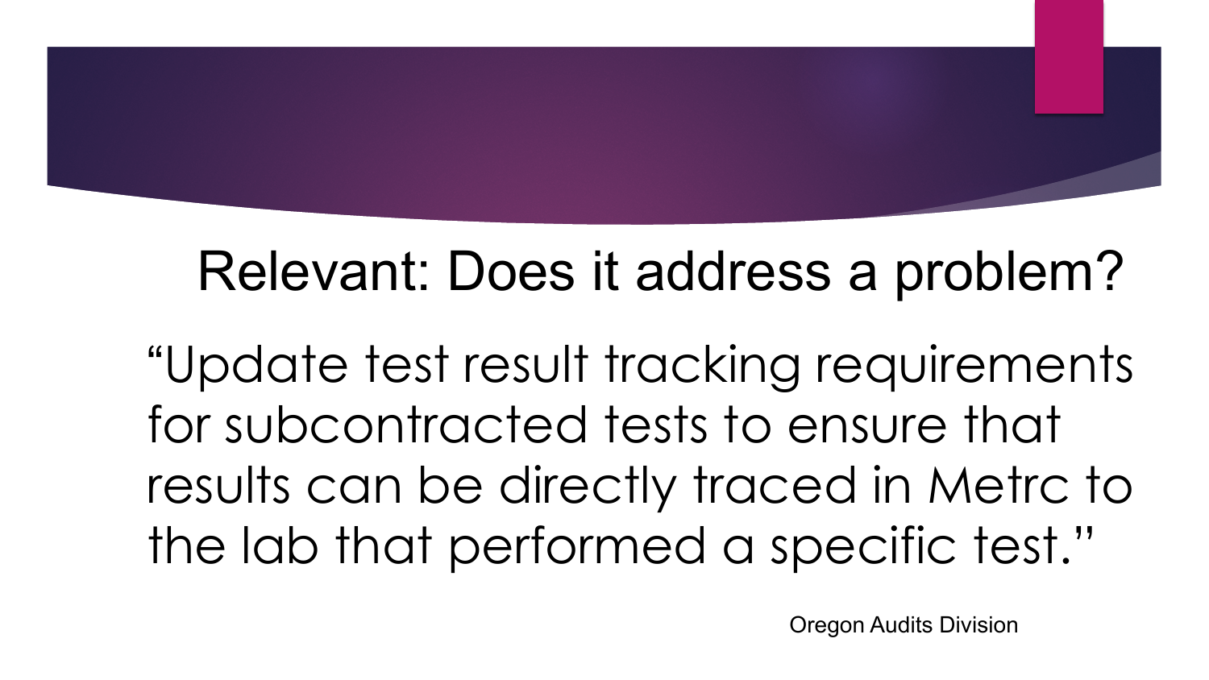# Relevant: Does it address a problem?

"Update test result tracking requirements for subcontracted tests to ensure that results can be directly traced in Metrc to the lab that performed a specific test."

Oregon Audits Division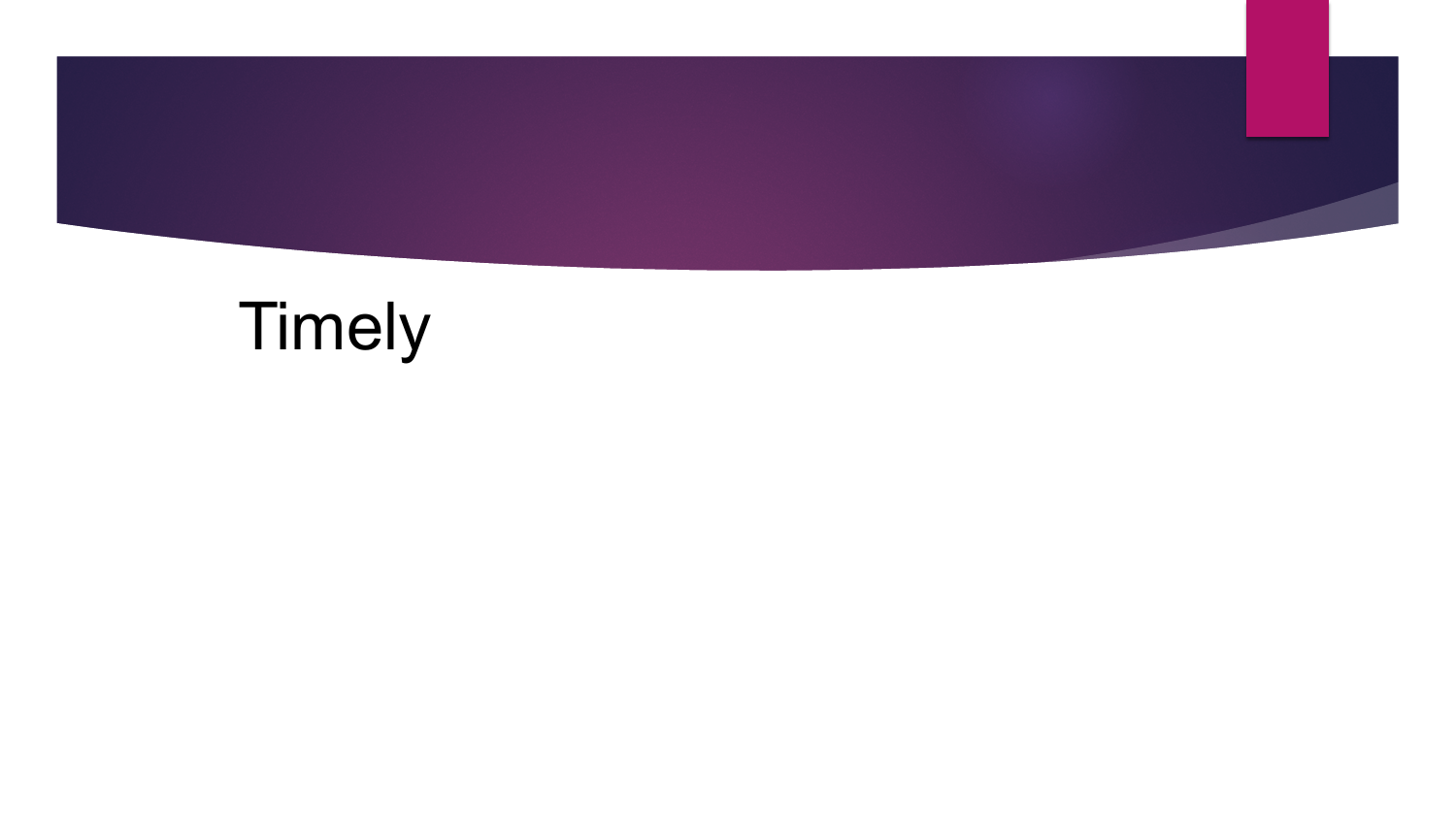Timely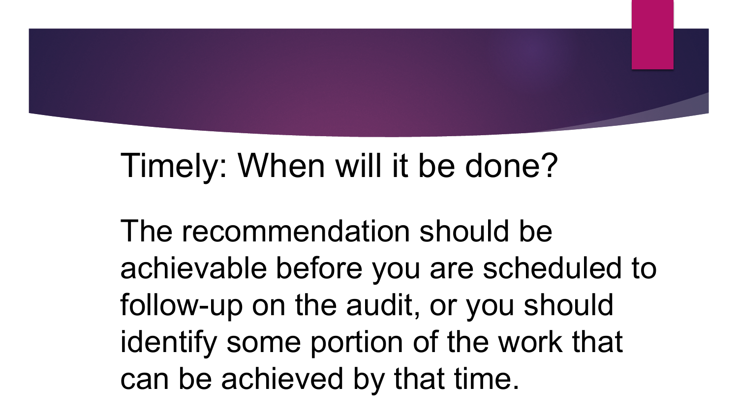# Timely: When will it be done?

The recommendation should be achievable before you are scheduled to follow-up on the audit, or you should identify some portion of the work that can be achieved by that time.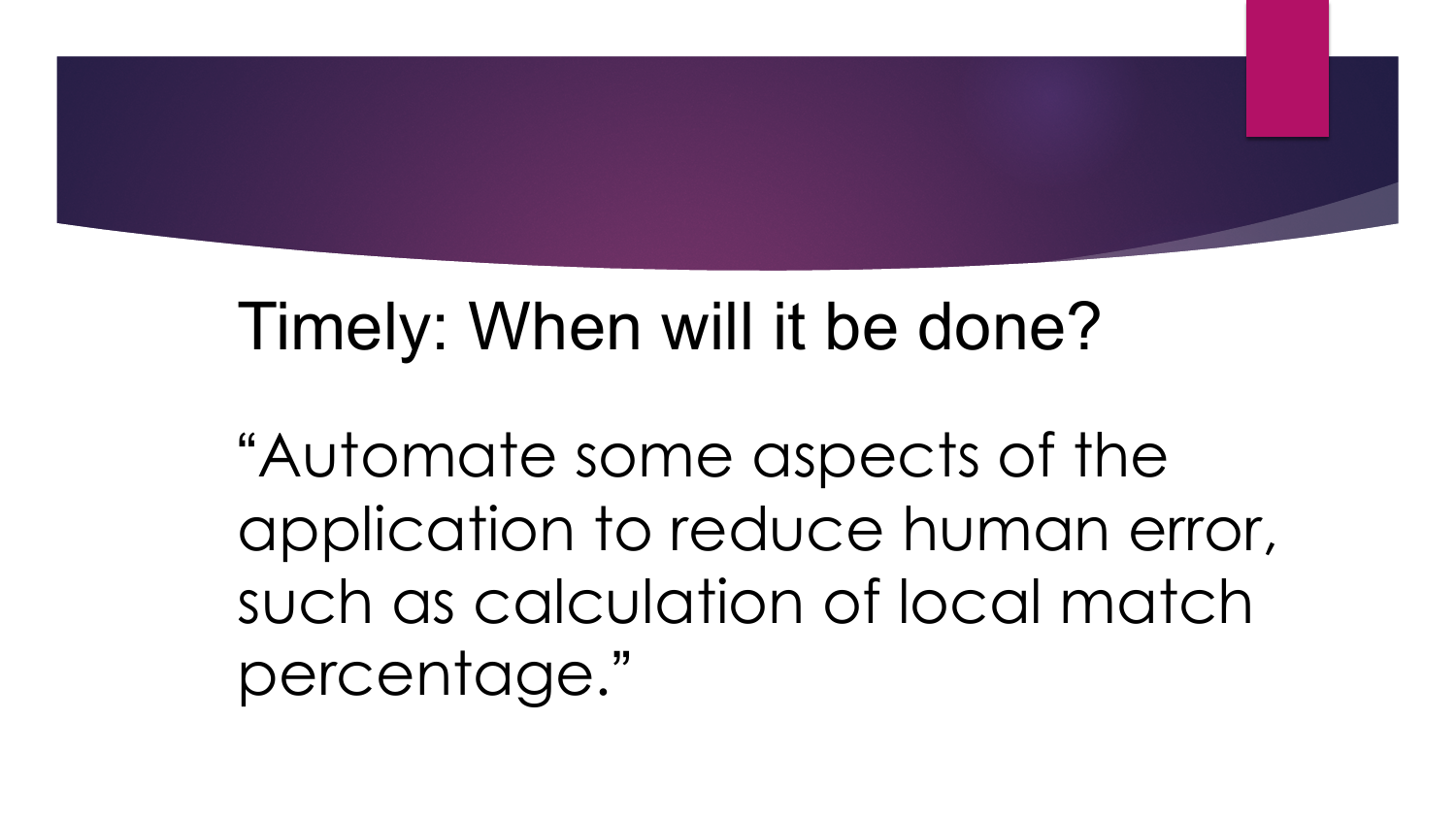# Timely: When will it be done?

"Automate some aspects of the application to reduce human error, such as calculation of local match percentage."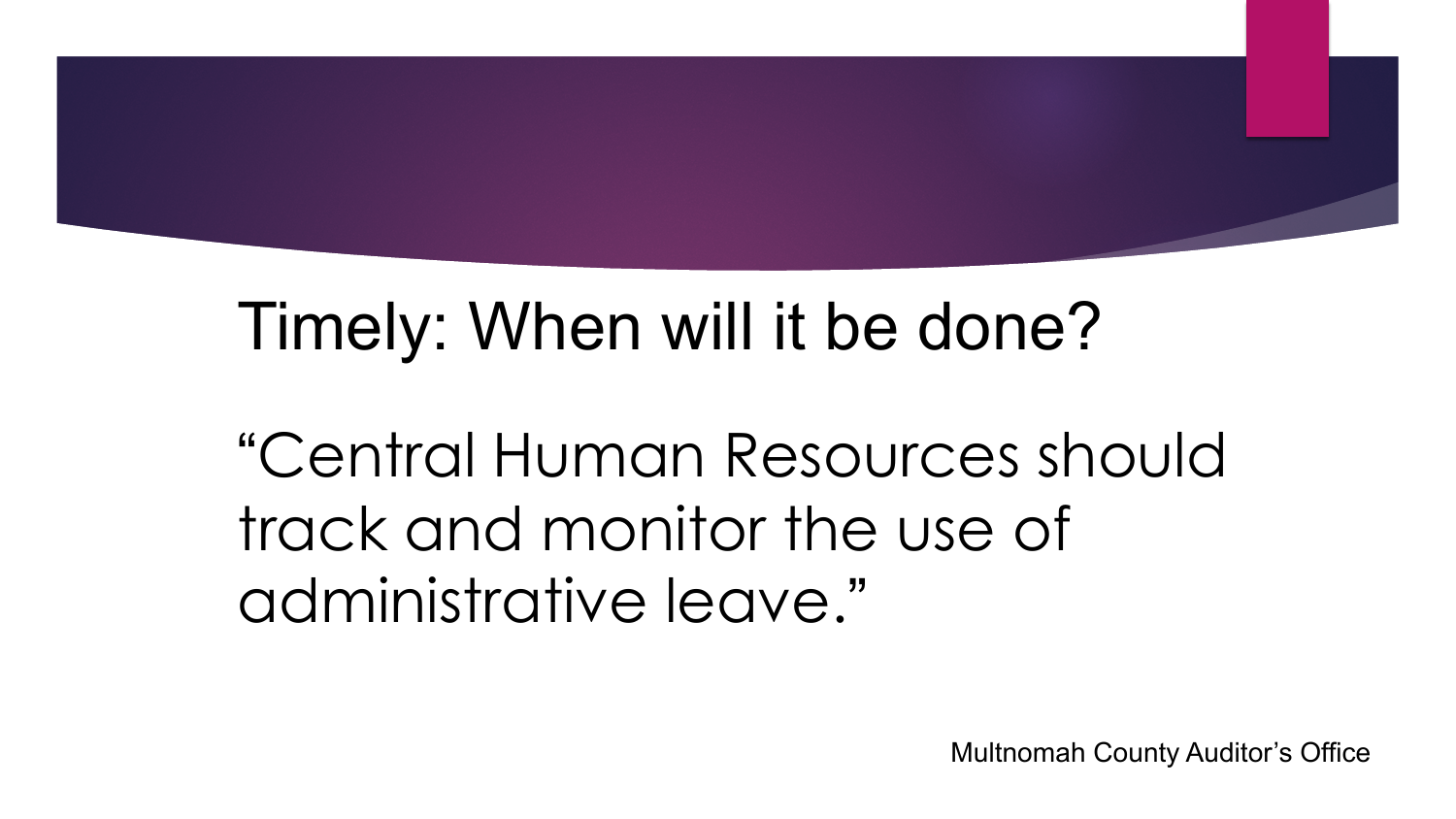# Timely: When will it be done?

"Central Human Resources should track and monitor the use of administrative leave."

Multnomah County Auditor's Office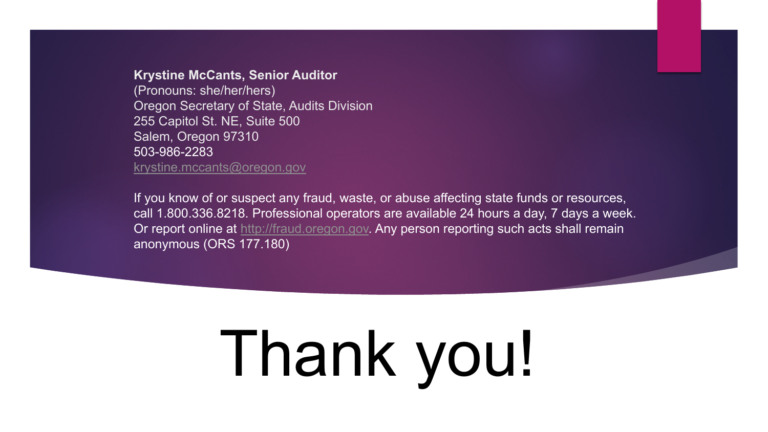**Krystine McCants, Senior Auditor**
(Pronouns: she/her/hers)
Oregon Secretary of State, Audits Division
255 Capitol St. NE, Suite 500
Salem, Oregon 97310
503-986-2283
krystine.mccants@oregon.gov

If you know of or suspect any fraud, waste, or abuse affecting state funds or resources, call 1.800.336.8218. Professional operators are available 24 hours a day, 7 days a week. Or report online at http://fraud.oregon.gov. Any person reporting such acts shall remain anonymous (ORS 177.180)

# Thank you!